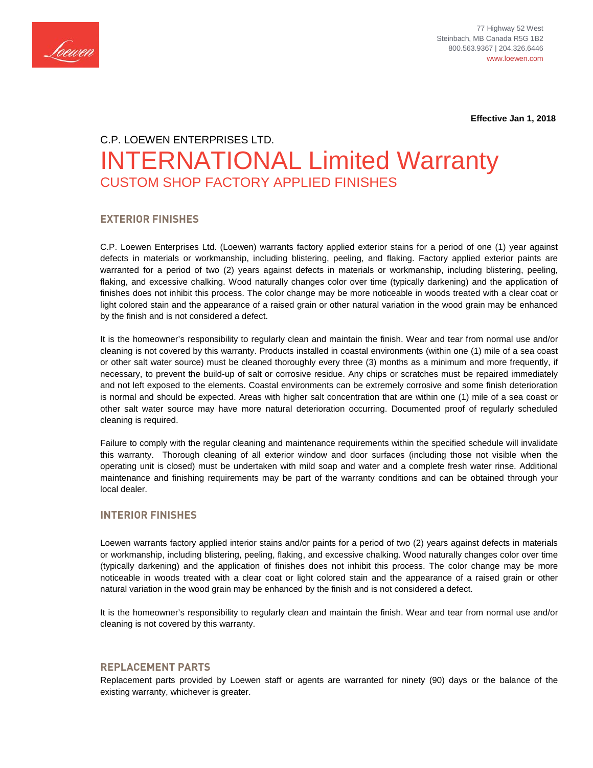77 Highway 52 West
Steinbach, MB Canada R5G 1B2
800.563.9367 | 204.326.6446
www.loewen.com

**Effective Jan 1, 2018**

C.P. LOEWEN ENTERPRISES LTD.

# INTERNATIONAL Limited Warranty

## CUSTOM SHOP FACTORY APPLIED FINISHES

### EXTERIOR FINISHES

C.P. Loewen Enterprises Ltd. (Loewen) warrants factory applied exterior stains for a period of one (1) year against defects in materials or workmanship, including blistering, peeling, and flaking. Factory applied exterior paints are warranted for a period of two (2) years against defects in materials or workmanship, including blistering, peeling, flaking, and excessive chalking. Wood naturally changes color over time (typically darkening) and the application of finishes does not inhibit this process. The color change may be more noticeable in woods treated with a clear coat or light colored stain and the appearance of a raised grain or other natural variation in the wood grain may be enhanced by the finish and is not considered a defect.

It is the homeowner's responsibility to regularly clean and maintain the finish. Wear and tear from normal use and/or cleaning is not covered by this warranty. Products installed in coastal environments (within one (1) mile of a sea coast or other salt water source) must be cleaned thoroughly every three (3) months as a minimum and more frequently, if necessary, to prevent the build-up of salt or corrosive residue. Any chips or scratches must be repaired immediately and not left exposed to the elements. Coastal environments can be extremely corrosive and some finish deterioration is normal and should be expected. Areas with higher salt concentration that are within one (1) mile of a sea coast or other salt water source may have more natural deterioration occurring. Documented proof of regularly scheduled cleaning is required.

Failure to comply with the regular cleaning and maintenance requirements within the specified schedule will invalidate this warranty. Thorough cleaning of all exterior window and door surfaces (including those not visible when the operating unit is closed) must be undertaken with mild soap and water and a complete fresh water rinse. Additional maintenance and finishing requirements may be part of the warranty conditions and can be obtained through your local dealer.

### INTERIOR FINISHES

Loewen warrants factory applied interior stains and/or paints for a period of two (2) years against defects in materials or workmanship, including blistering, peeling, flaking, and excessive chalking. Wood naturally changes color over time (typically darkening) and the application of finishes does not inhibit this process. The color change may be more noticeable in woods treated with a clear coat or light colored stain and the appearance of a raised grain or other natural variation in the wood grain may be enhanced by the finish and is not considered a defect.

It is the homeowner's responsibility to regularly clean and maintain the finish. Wear and tear from normal use and/or cleaning is not covered by this warranty.

### REPLACEMENT PARTS

Replacement parts provided by Loewen staff or agents are warranted for ninety (90) days or the balance of the existing warranty, whichever is greater.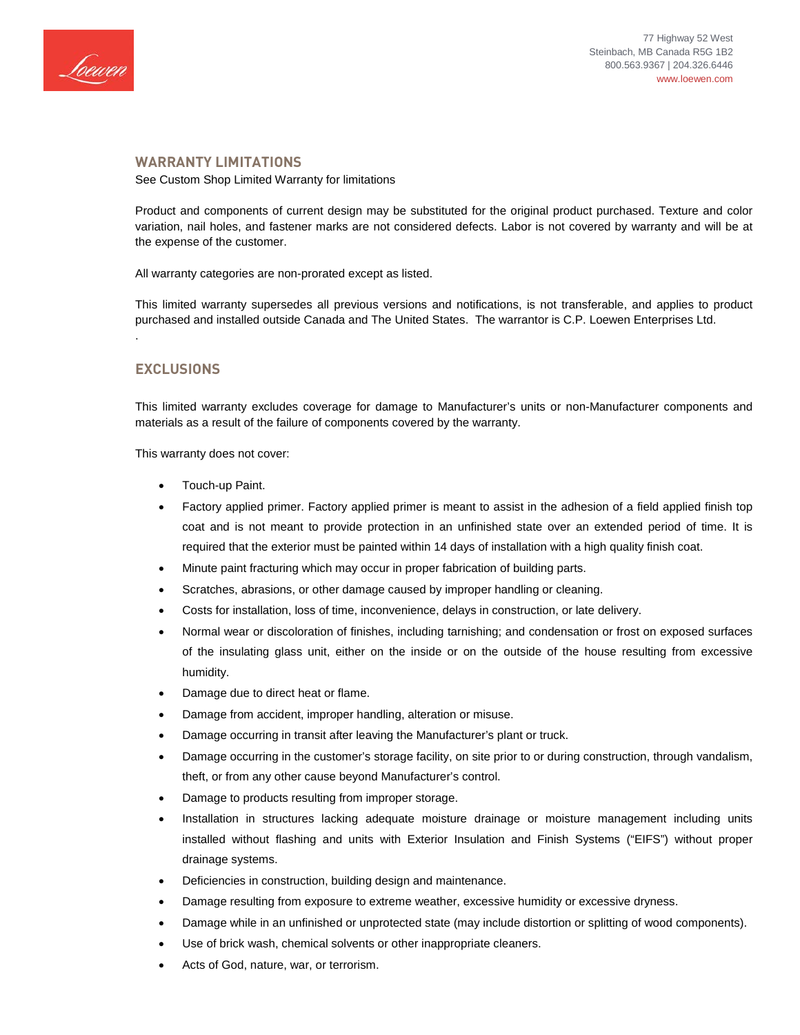## WARRANTY LIMITATIONS

See Custom Shop Limited Warranty for limitations

Product and components of current design may be substituted for the original product purchased. Texture and color variation, nail holes, and fastener marks are not considered defects. Labor is not covered by warranty and will be at the expense of the customer.

All warranty categories are non-prorated except as listed.

This limited warranty supersedes all previous versions and notifications, is not transferable, and applies to product purchased and installed outside Canada and The United States. The warrantor is C.P. Loewen Enterprises Ltd.

.

## EXCLUSIONS

This limited warranty excludes coverage for damage to Manufacturer's units or non-Manufacturer components and materials as a result of the failure of components covered by the warranty.

This warranty does not cover:

- Touch-up Paint.
- Factory applied primer. Factory applied primer is meant to assist in the adhesion of a field applied finish top coat and is not meant to provide protection in an unfinished state over an extended period of time. It is required that the exterior must be painted within 14 days of installation with a high quality finish coat.
- Minute paint fracturing which may occur in proper fabrication of building parts.
- Scratches, abrasions, or other damage caused by improper handling or cleaning.
- Costs for installation, loss of time, inconvenience, delays in construction, or late delivery.
- Normal wear or discoloration of finishes, including tarnishing; and condensation or frost on exposed surfaces of the insulating glass unit, either on the inside or on the outside of the house resulting from excessive humidity.
- Damage due to direct heat or flame.
- Damage from accident, improper handling, alteration or misuse.
- Damage occurring in transit after leaving the Manufacturer's plant or truck.
- Damage occurring in the customer's storage facility, on site prior to or during construction, through vandalism, theft, or from any other cause beyond Manufacturer's control.
- Damage to products resulting from improper storage.
- Installation in structures lacking adequate moisture drainage or moisture management including units installed without flashing and units with Exterior Insulation and Finish Systems ("EIFS") without proper drainage systems.
- Deficiencies in construction, building design and maintenance.
- Damage resulting from exposure to extreme weather, excessive humidity or excessive dryness.
- Damage while in an unfinished or unprotected state (may include distortion or splitting of wood components).
- Use of brick wash, chemical solvents or other inappropriate cleaners.
- Acts of God, nature, war, or terrorism.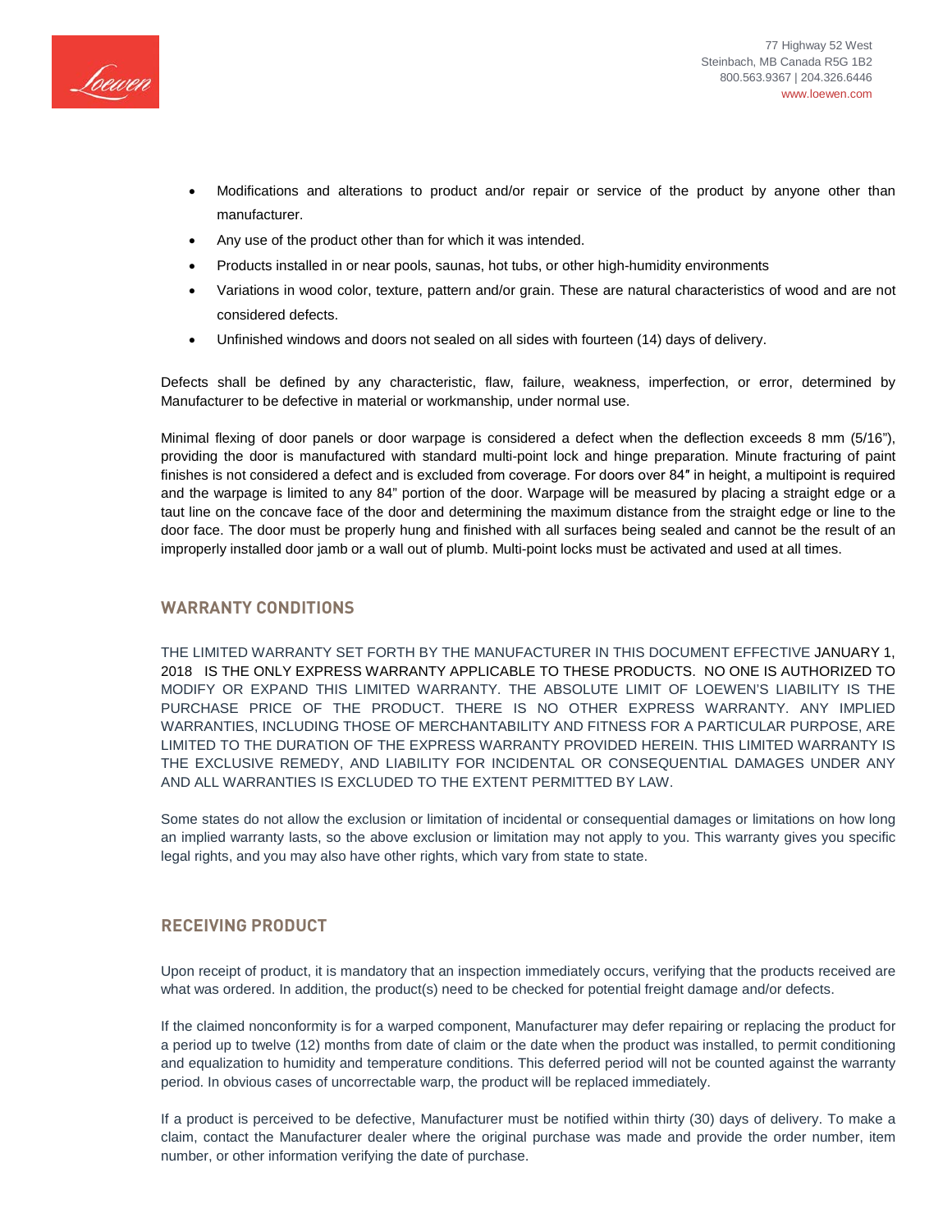- Modifications and alterations to product and/or repair or service of the product by anyone other than manufacturer.
- Any use of the product other than for which it was intended.
- Products installed in or near pools, saunas, hot tubs, or other high-humidity environments
- Variations in wood color, texture, pattern and/or grain. These are natural characteristics of wood and are not considered defects.
- Unfinished windows and doors not sealed on all sides with fourteen (14) days of delivery.

Defects shall be defined by any characteristic, flaw, failure, weakness, imperfection, or error, determined by Manufacturer to be defective in material or workmanship, under normal use.

Minimal flexing of door panels or door warpage is considered a defect when the deflection exceeds 8 mm (5/16"), providing the door is manufactured with standard multi-point lock and hinge preparation. Minute fracturing of paint finishes is not considered a defect and is excluded from coverage. For doors over 84″ in height, a multipoint is required and the warpage is limited to any 84" portion of the door. Warpage will be measured by placing a straight edge or a taut line on the concave face of the door and determining the maximum distance from the straight edge or line to the door face. The door must be properly hung and finished with all surfaces being sealed and cannot be the result of an improperly installed door jamb or a wall out of plumb. Multi-point locks must be activated and used at all times.

## WARRANTY CONDITIONS

THE LIMITED WARRANTY SET FORTH BY THE MANUFACTURER IN THIS DOCUMENT EFFECTIVE JANUARY 1, 2018 IS THE ONLY EXPRESS WARRANTY APPLICABLE TO THESE PRODUCTS. NO ONE IS AUTHORIZED TO MODIFY OR EXPAND THIS LIMITED WARRANTY. THE ABSOLUTE LIMIT OF LOEWEN'S LIABILITY IS THE PURCHASE PRICE OF THE PRODUCT. THERE IS NO OTHER EXPRESS WARRANTY. ANY IMPLIED WARRANTIES, INCLUDING THOSE OF MERCHANTABILITY AND FITNESS FOR A PARTICULAR PURPOSE, ARE LIMITED TO THE DURATION OF THE EXPRESS WARRANTY PROVIDED HEREIN. THIS LIMITED WARRANTY IS THE EXCLUSIVE REMEDY, AND LIABILITY FOR INCIDENTAL OR CONSEQUENTIAL DAMAGES UNDER ANY AND ALL WARRANTIES IS EXCLUDED TO THE EXTENT PERMITTED BY LAW.

Some states do not allow the exclusion or limitation of incidental or consequential damages or limitations on how long an implied warranty lasts, so the above exclusion or limitation may not apply to you. This warranty gives you specific legal rights, and you may also have other rights, which vary from state to state.

## RECEIVING PRODUCT

Upon receipt of product, it is mandatory that an inspection immediately occurs, verifying that the products received are what was ordered. In addition, the product(s) need to be checked for potential freight damage and/or defects.

If the claimed nonconformity is for a warped component, Manufacturer may defer repairing or replacing the product for a period up to twelve (12) months from date of claim or the date when the product was installed, to permit conditioning and equalization to humidity and temperature conditions. This deferred period will not be counted against the warranty period. In obvious cases of uncorrectable warp, the product will be replaced immediately.

If a product is perceived to be defective, Manufacturer must be notified within thirty (30) days of delivery. To make a claim, contact the Manufacturer dealer where the original purchase was made and provide the order number, item number, or other information verifying the date of purchase.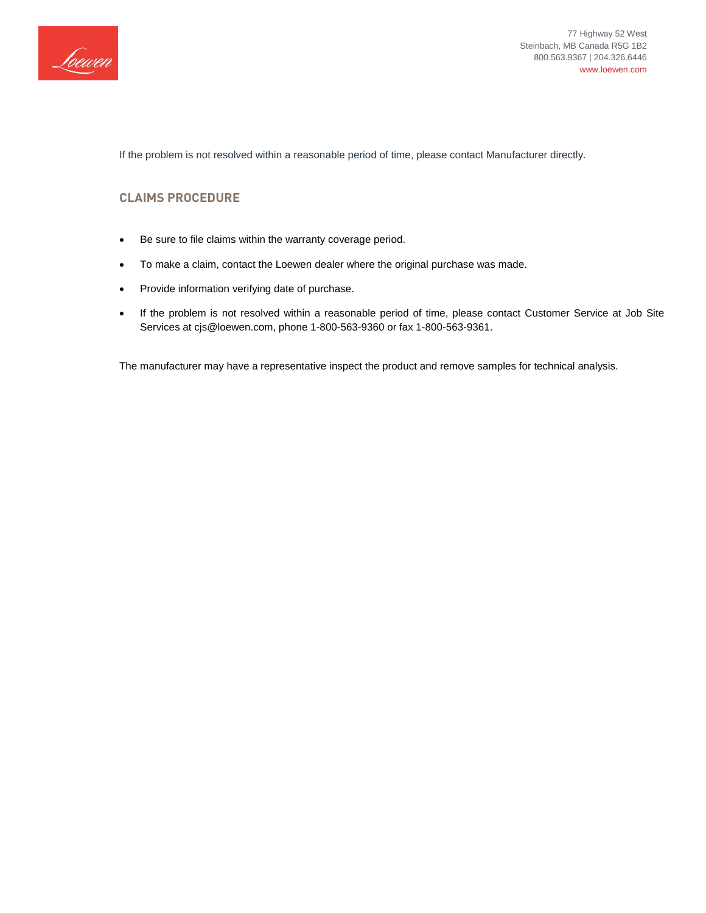If the problem is not resolved within a reasonable period of time, please contact Manufacturer directly.

## CLAIMS PROCEDURE

- Be sure to file claims within the warranty coverage period.
- To make a claim, contact the Loewen dealer where the original purchase was made.
- Provide information verifying date of purchase.
- If the problem is not resolved within a reasonable period of time, please contact Customer Service at Job Site Services at cjs@loewen.com, phone 1-800-563-9360 or fax 1-800-563-9361.

The manufacturer may have a representative inspect the product and remove samples for technical analysis.